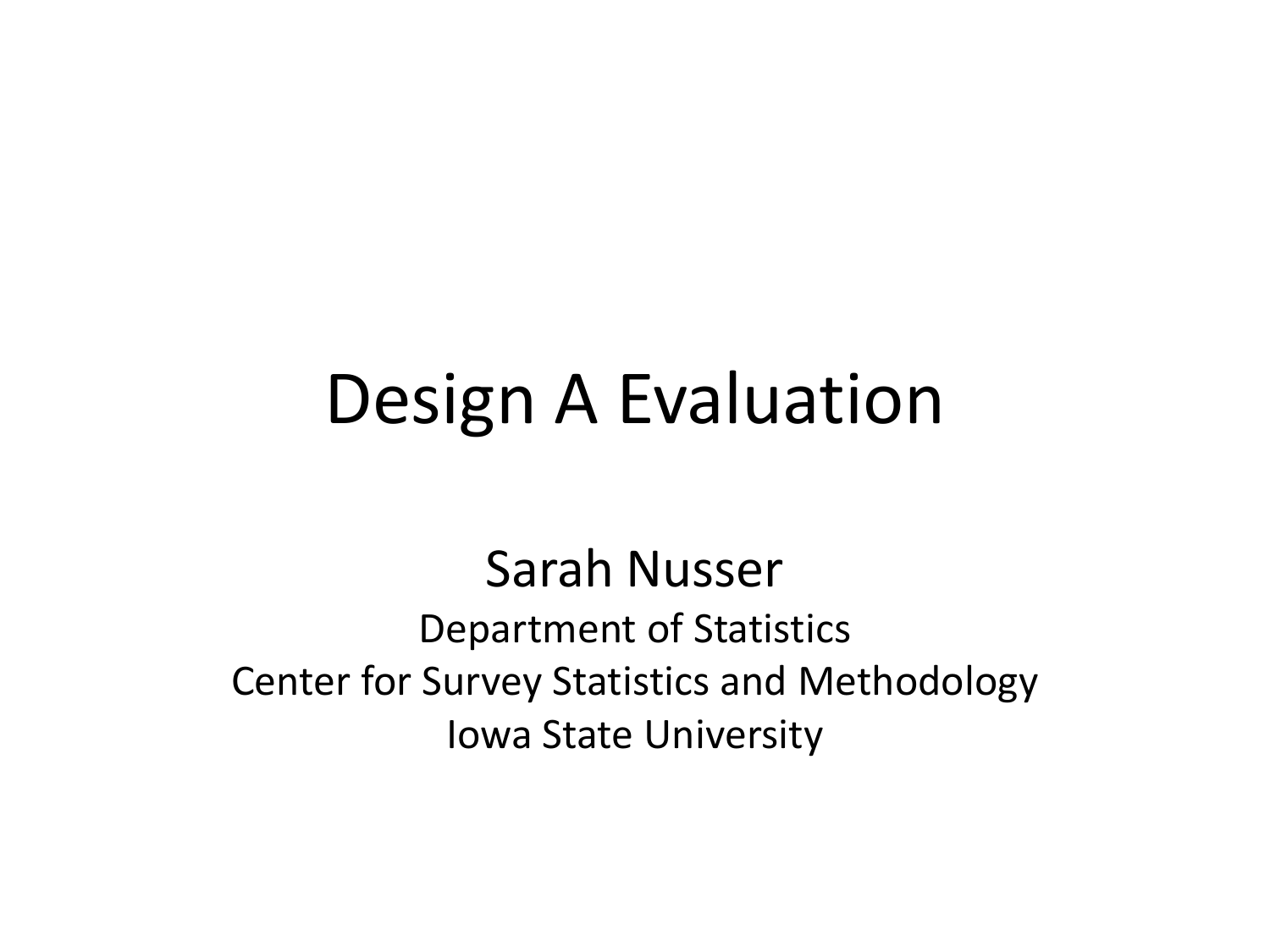# Design A Evaluation

Sarah Nusser

Department of Statistics

Center for Survey Statistics and Methodology

Iowa State University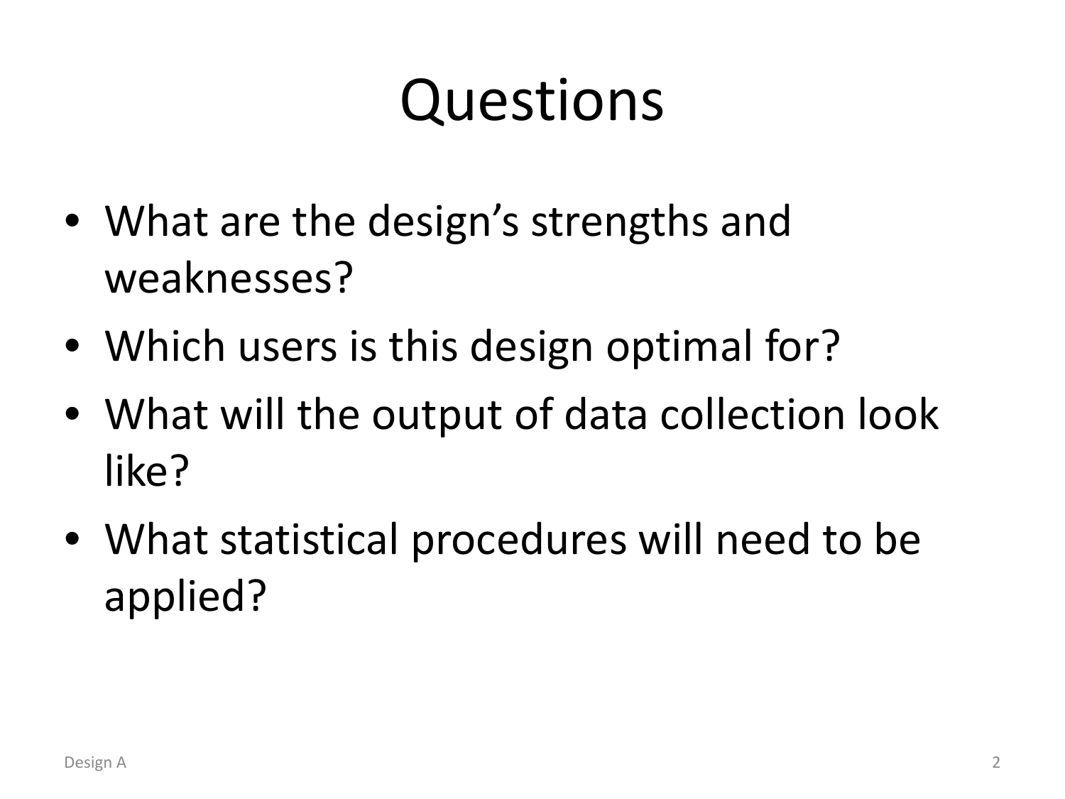# Questions

- What are the design’s strengths and weaknesses?
- Which users is this design optimal for?
- What will the output of data collection look like?
- What statistical procedures will need to be applied?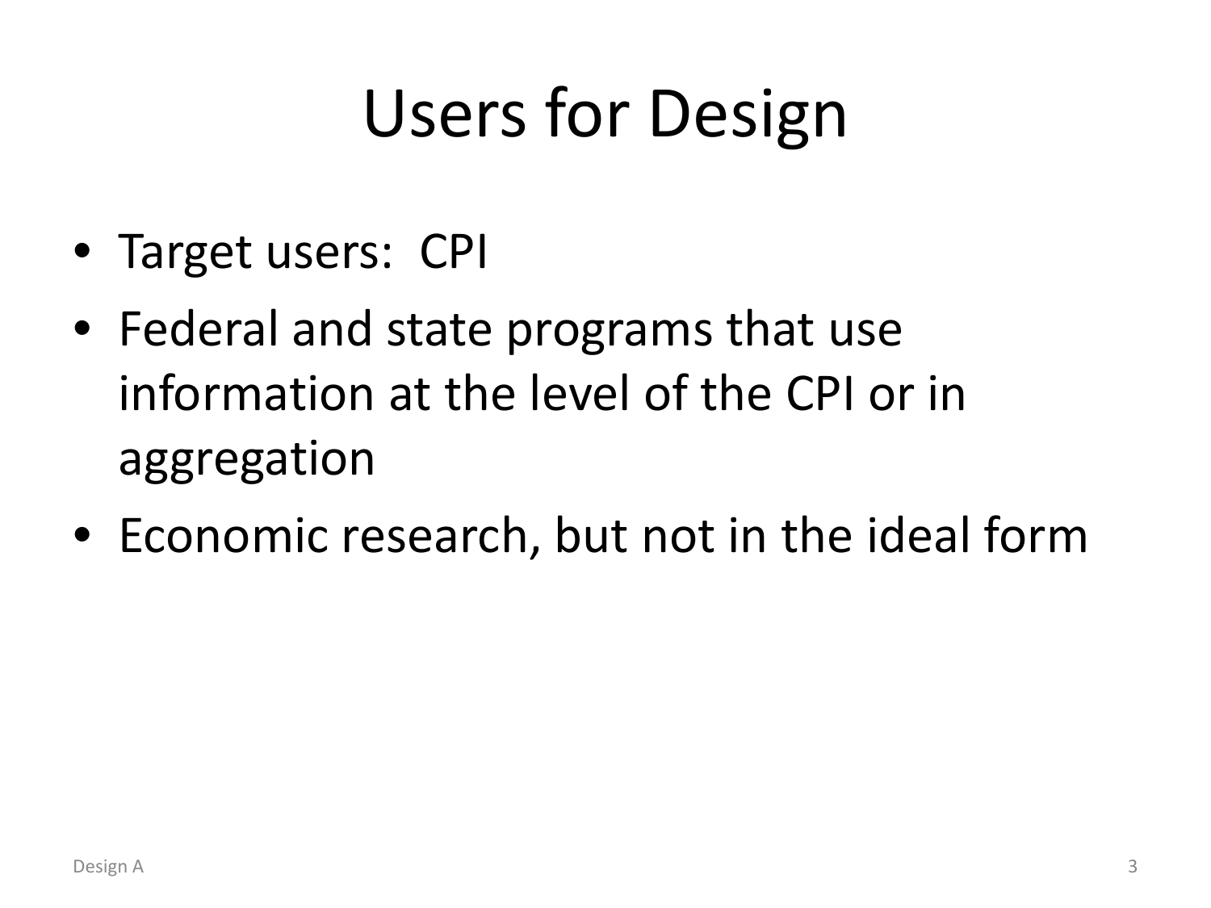# Users for Design

- Target users: CPI
- Federal and state programs that use information at the level of the CPI or in aggregation
- Economic research, but not in the ideal form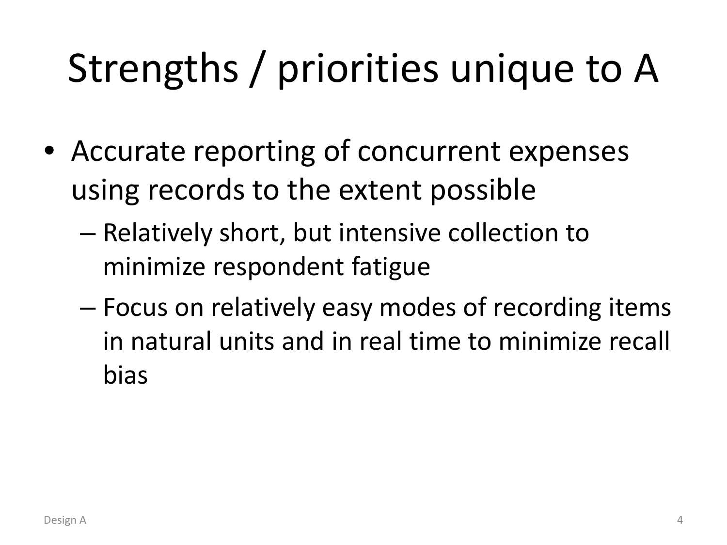# Strengths / priorities unique to A

- Accurate reporting of concurrent expenses using records to the extent possible
  - Relatively short, but intensive collection to minimize respondent fatigue
  - Focus on relatively easy modes of recording items in natural units and in real time to minimize recall bias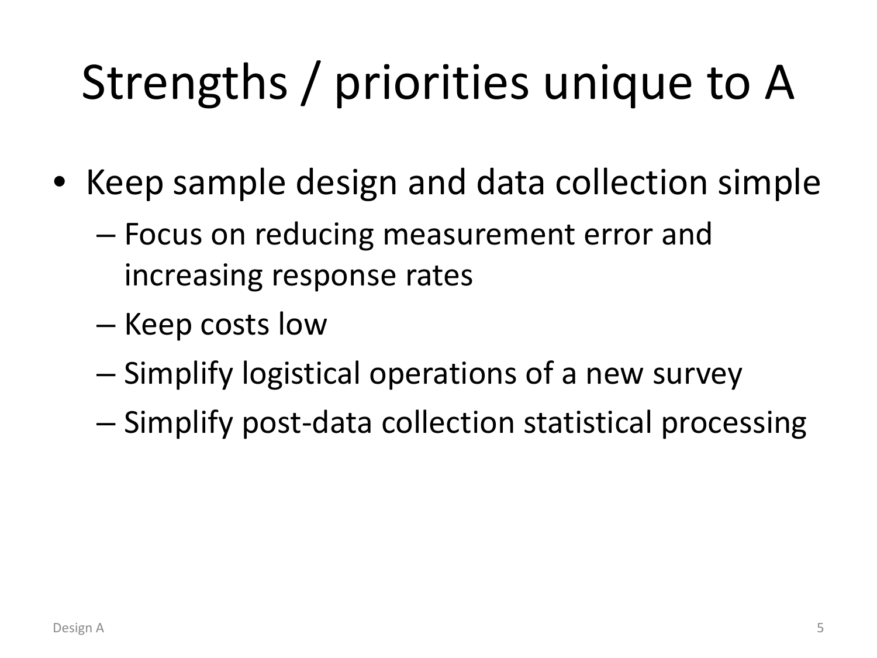# Strengths / priorities unique to A

- Keep sample design and data collection simple
  - Focus on reducing measurement error and increasing response rates
  - Keep costs low
  - Simplify logistical operations of a new survey
  - Simplify post-data collection statistical processing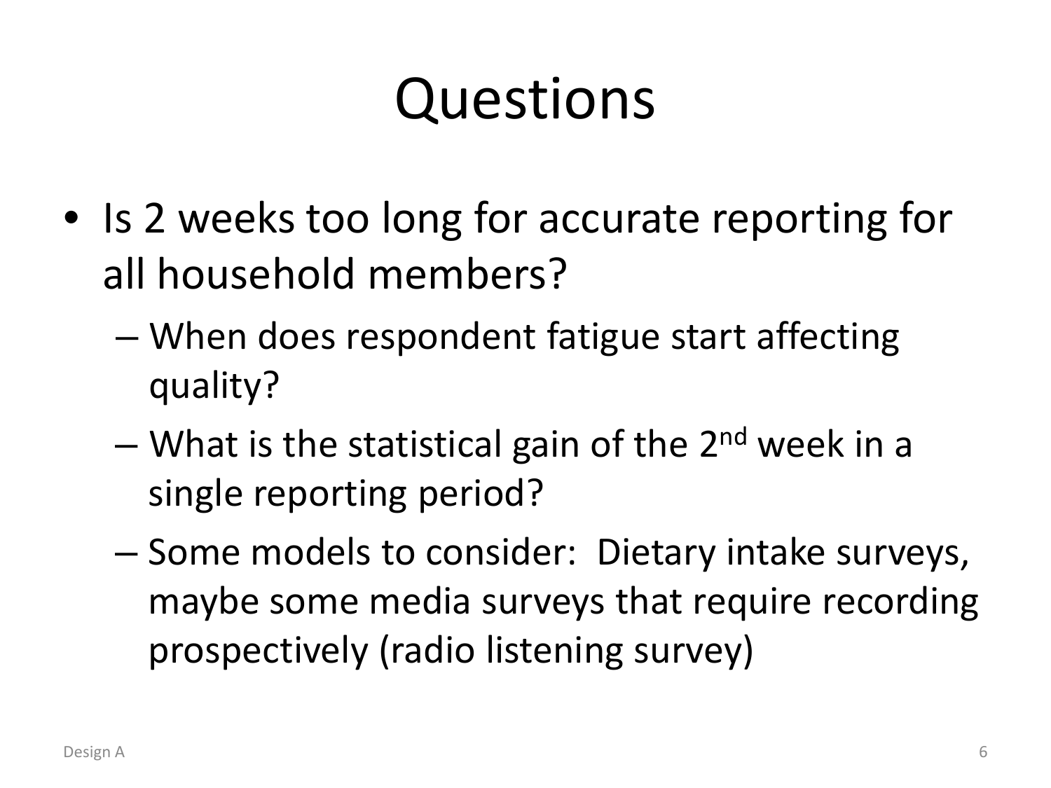# Questions

- Is 2 weeks too long for accurate reporting for all household members?
  - When does respondent fatigue start affecting quality?
  - What is the statistical gain of the 2nd week in a single reporting period?
  - Some models to consider: Dietary intake surveys, maybe some media surveys that require recording prospectively (radio listening survey)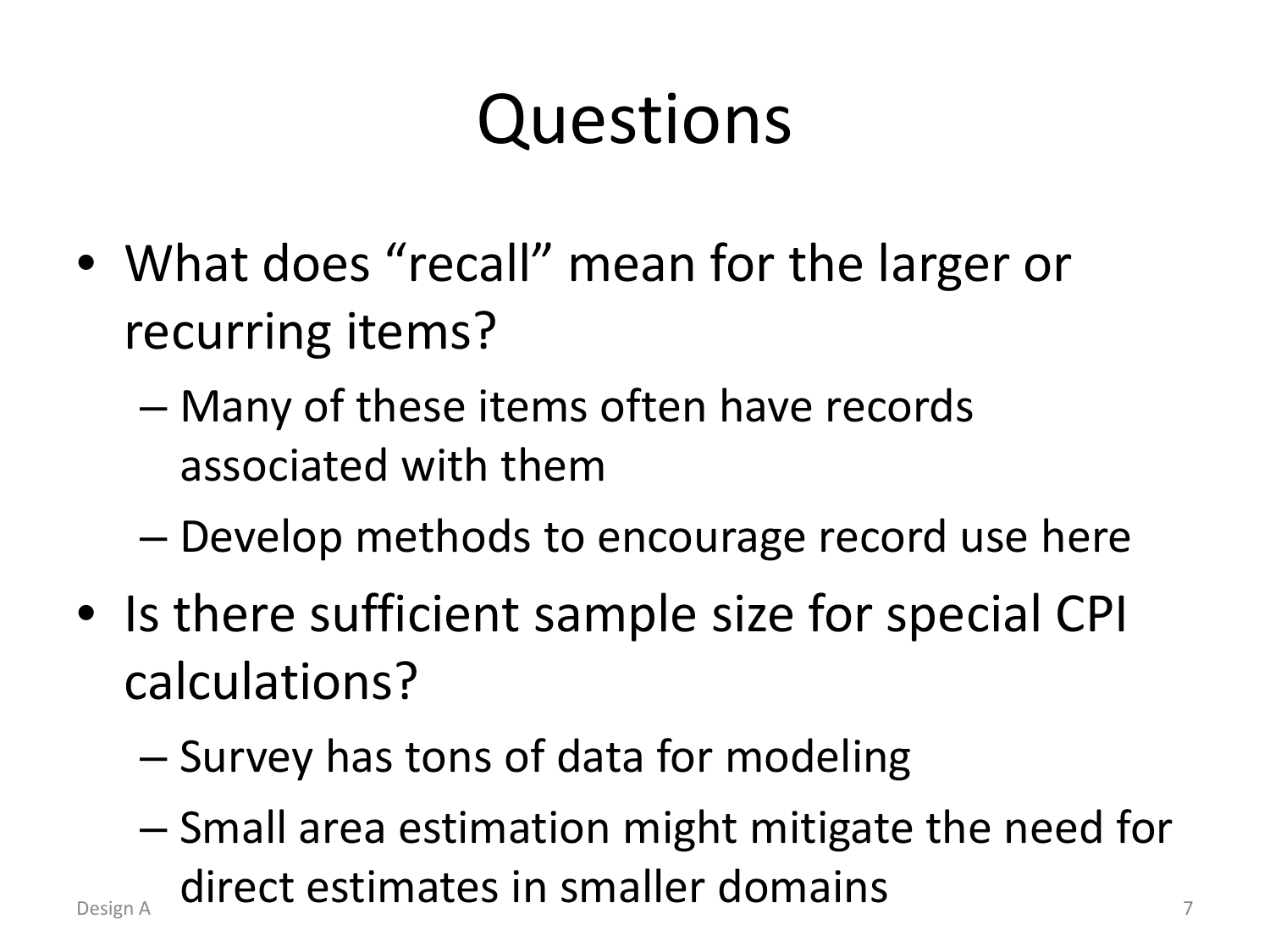# Questions

- What does "recall" mean for the larger or recurring items?
  - Many of these items often have records associated with them
  - Develop methods to encourage record use here
- Is there sufficient sample size for special CPI calculations?
  - Survey has tons of data for modeling
  - Small area estimation might mitigate the need for direct estimates in smaller domains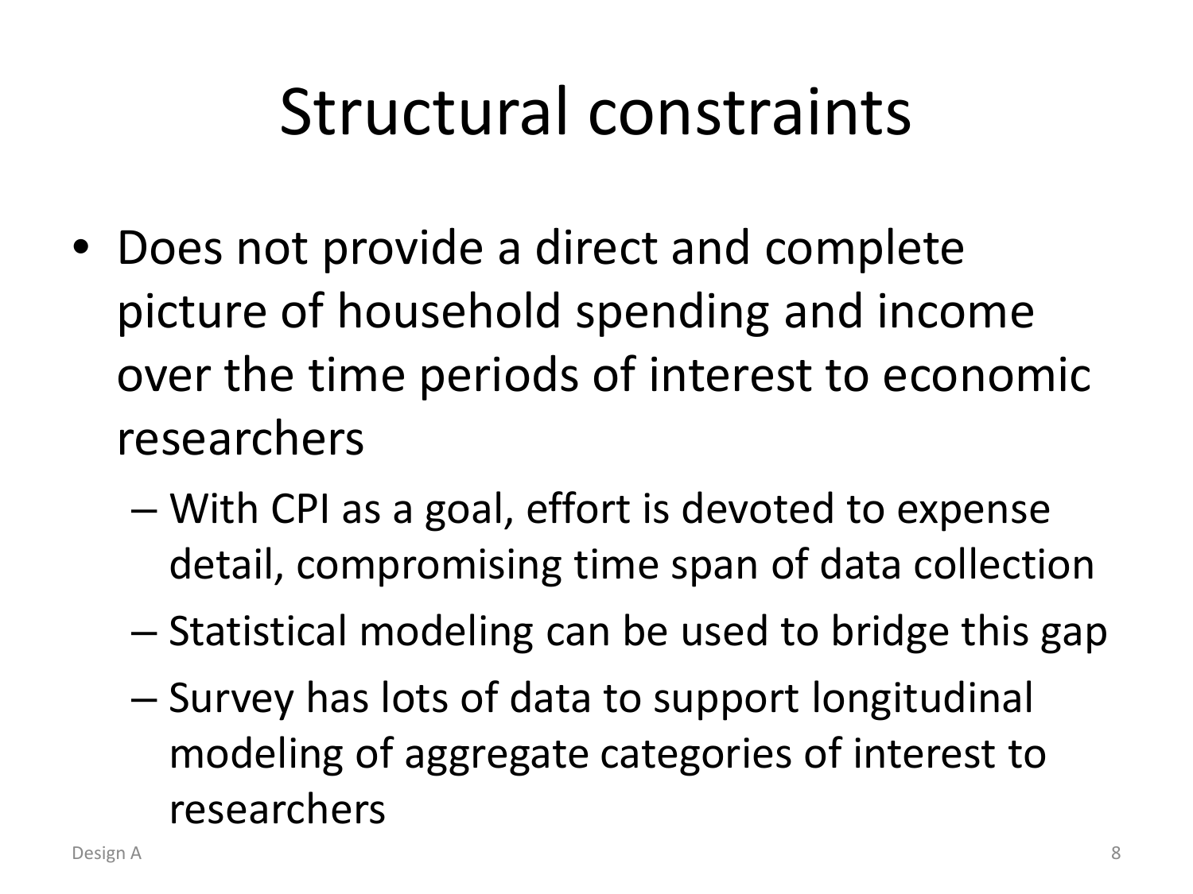# Structural constraints

- Does not provide a direct and complete picture of household spending and income over the time periods of interest to economic researchers
  - With CPI as a goal, effort is devoted to expense detail, compromising time span of data collection
  - Statistical modeling can be used to bridge this gap
  - Survey has lots of data to support longitudinal modeling of aggregate categories of interest to researchers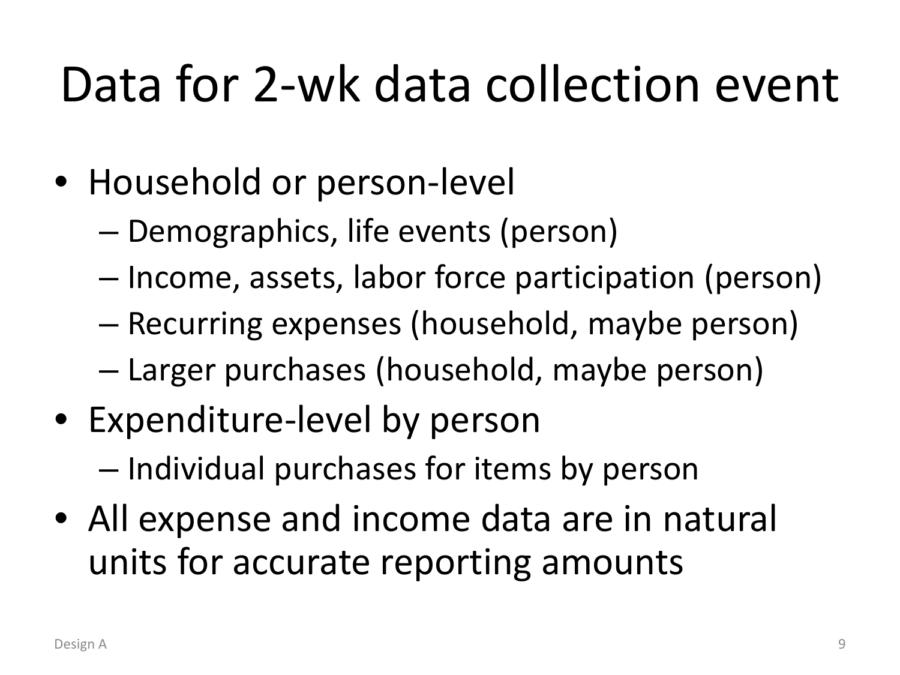# Data for 2-wk data collection event

- Household or person-level
  - Demographics, life events (person)
  - Income, assets, labor force participation (person)
  - Recurring expenses (household, maybe person)
  - Larger purchases (household, maybe person)
- Expenditure-level by person
  - Individual purchases for items by person
- All expense and income data are in natural units for accurate reporting amounts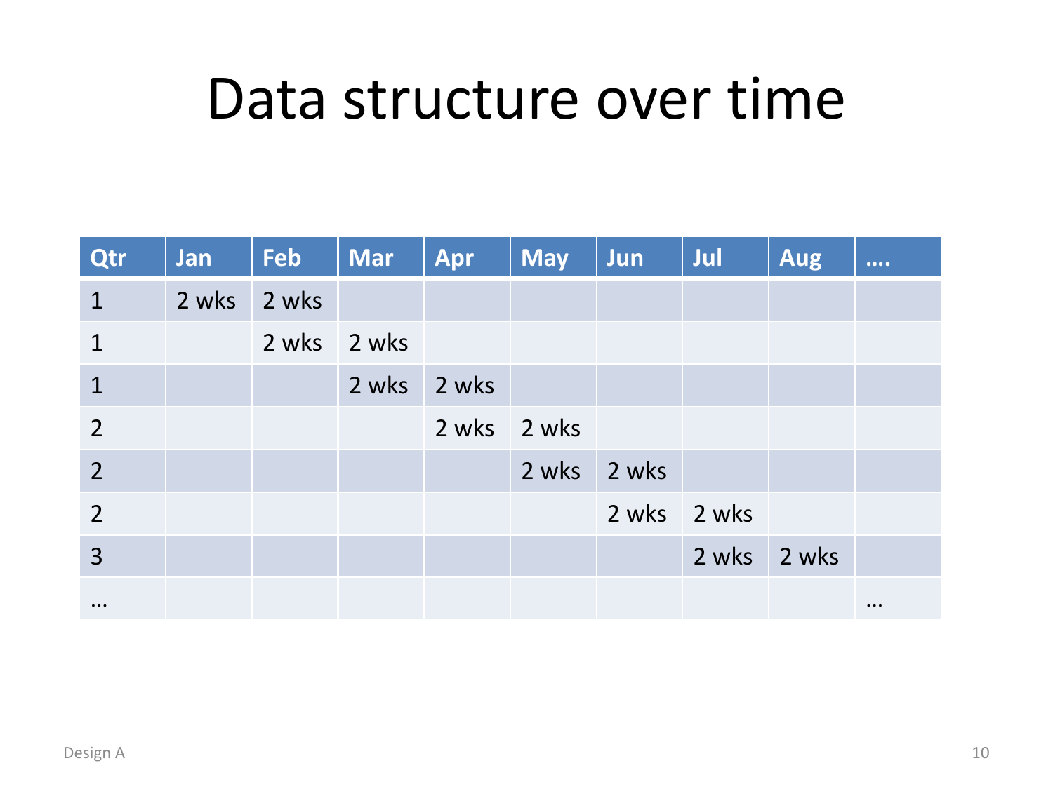# Data structure over time

| Qtr | Jan | Feb | Mar | Apr | May | Jun | Jul | Aug | …. |
|---|---|---|---|---|---|---|---|---|---|
| 1 | 2 wks | 2 wks | | | | | | | |
| 1 | | 2 wks | 2 wks | | | | | | |
| 1 | | | 2 wks | 2 wks | | | | | |
| 2 | | | | 2 wks | 2 wks | | | | |
| 2 | | | | | 2 wks | 2 wks | | | |
| 2 | | | | | | 2 wks | 2 wks | | |
| 3 | | | | | | | 2 wks | 2 wks | |
| … | | | | | | | | | … |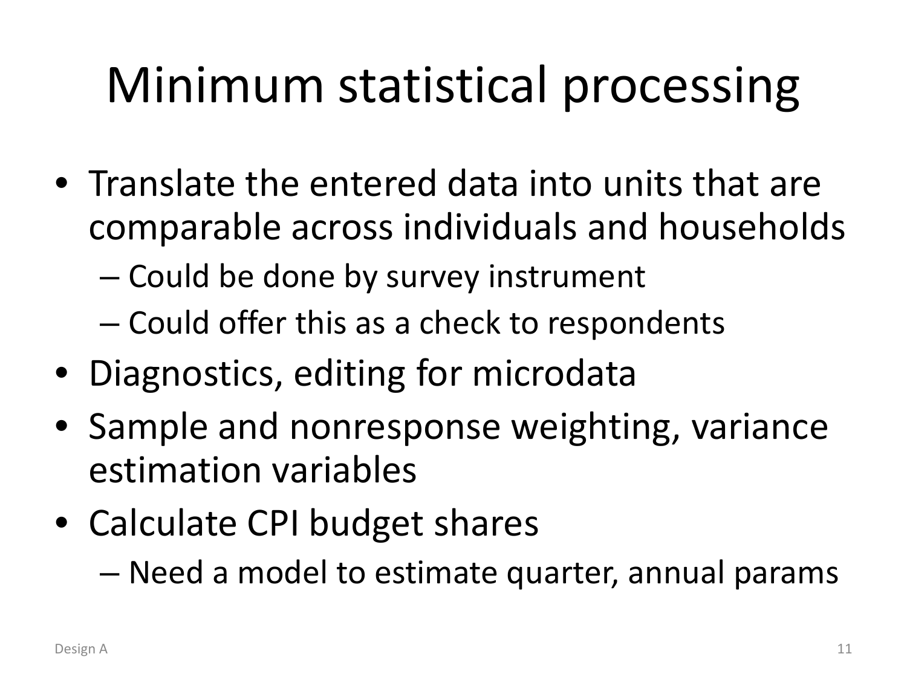# Minimum statistical processing

- Translate the entered data into units that are comparable across individuals and households
  - Could be done by survey instrument
  - Could offer this as a check to respondents
- Diagnostics, editing for microdata
- Sample and nonresponse weighting, variance estimation variables
- Calculate CPI budget shares
  - Need a model to estimate quarter, annual params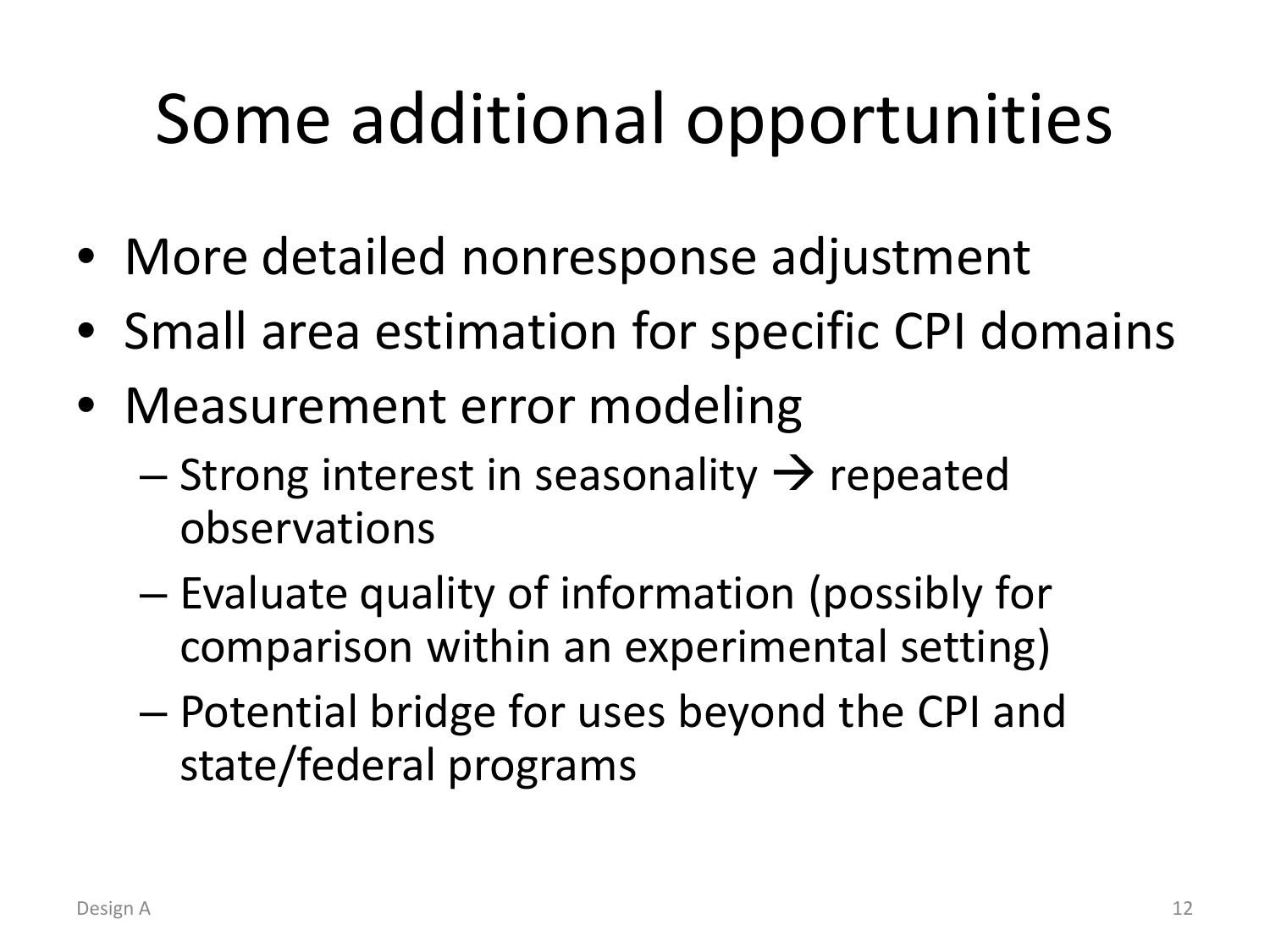# Some additional opportunities

- More detailed nonresponse adjustment
- Small area estimation for specific CPI domains
- Measurement error modeling
  - Strong interest in seasonality → repeated observations
  - Evaluate quality of information (possibly for comparison within an experimental setting)
  - Potential bridge for uses beyond the CPI and state/federal programs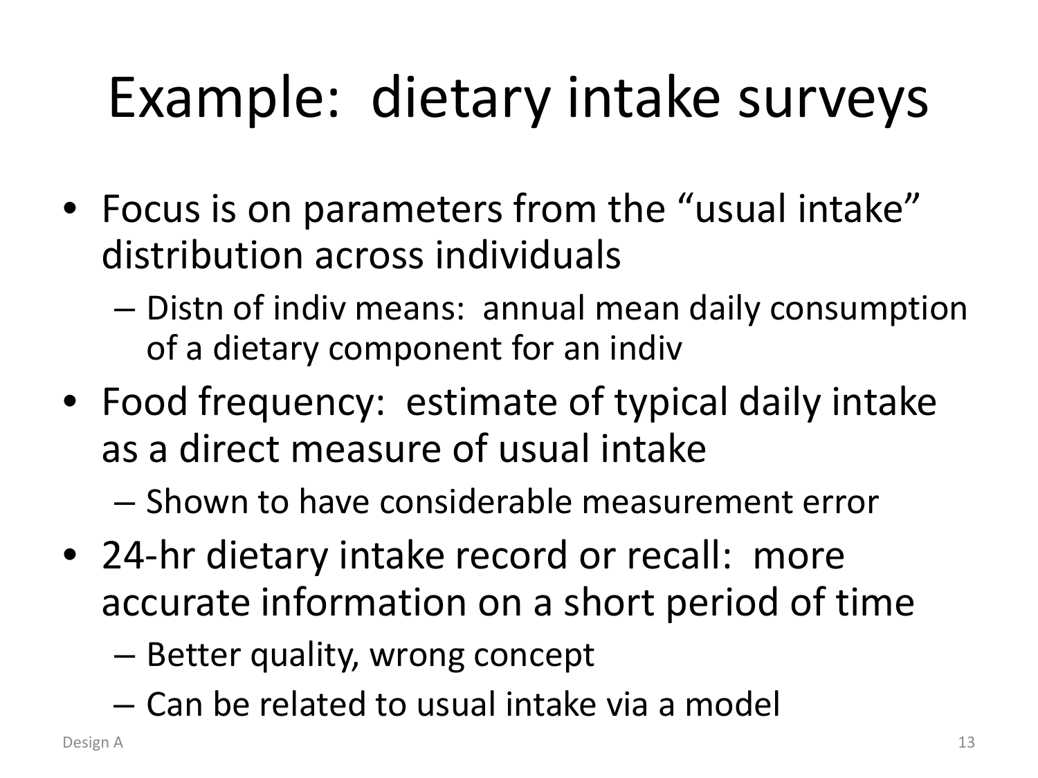# Example: dietary intake surveys

- Focus is on parameters from the "usual intake" distribution across individuals
  - Distn of indiv means: annual mean daily consumption of a dietary component for an indiv
- Food frequency: estimate of typical daily intake as a direct measure of usual intake
  - Shown to have considerable measurement error
- 24-hr dietary intake record or recall: more accurate information on a short period of time
  - Better quality, wrong concept
  - Can be related to usual intake via a model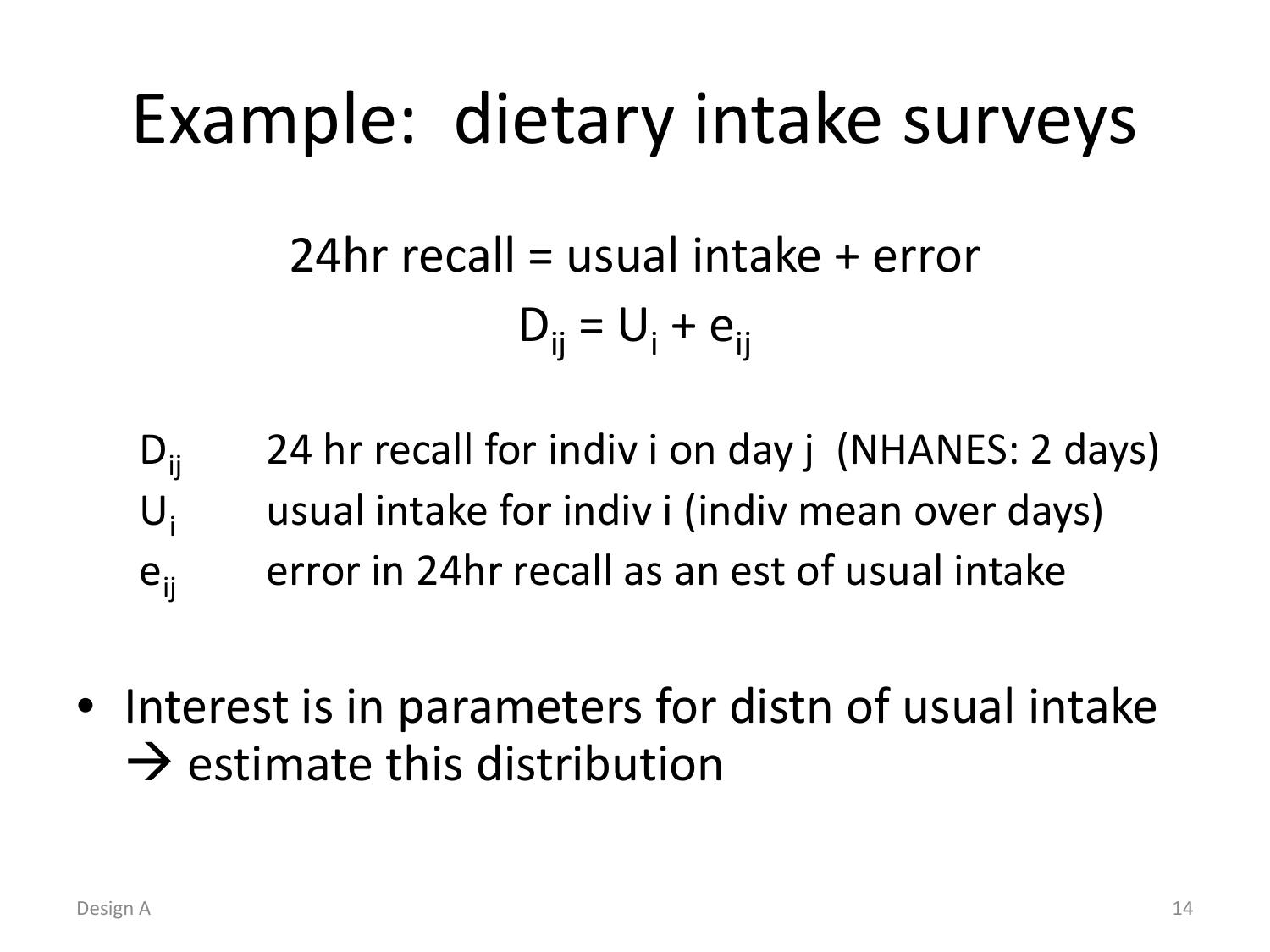# Example: dietary intake surveys

24hr recall = usual intake + error

$$D_{ij} = U_i + e_{ij}$$

| | |
|---|---|
| $D_{ij}$ | 24 hr recall for indiv i on day j (NHANES: 2 days) |
| $U_i$ | usual intake for indiv i (indiv mean over days) |
| $e_{ij}$ | error in 24hr recall as an est of usual intake |

- Interest is in parameters for distn of usual intake → estimate this distribution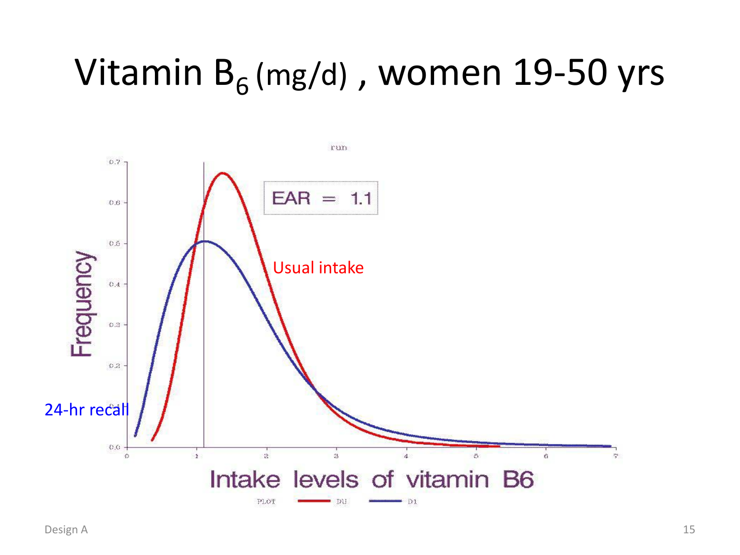# Vitamin $B_6$ (mg/d) , women 19-50 yrs

run

EAR = 1.1

Usual intake

24-hr recall

Frequency

0.0
0.1
0.2
0.3
0.4
0.5
0.6
0.7

0
1
2
3
4
5
6
7

Intake levels of vitamin B6

PLOT DU D1

Design A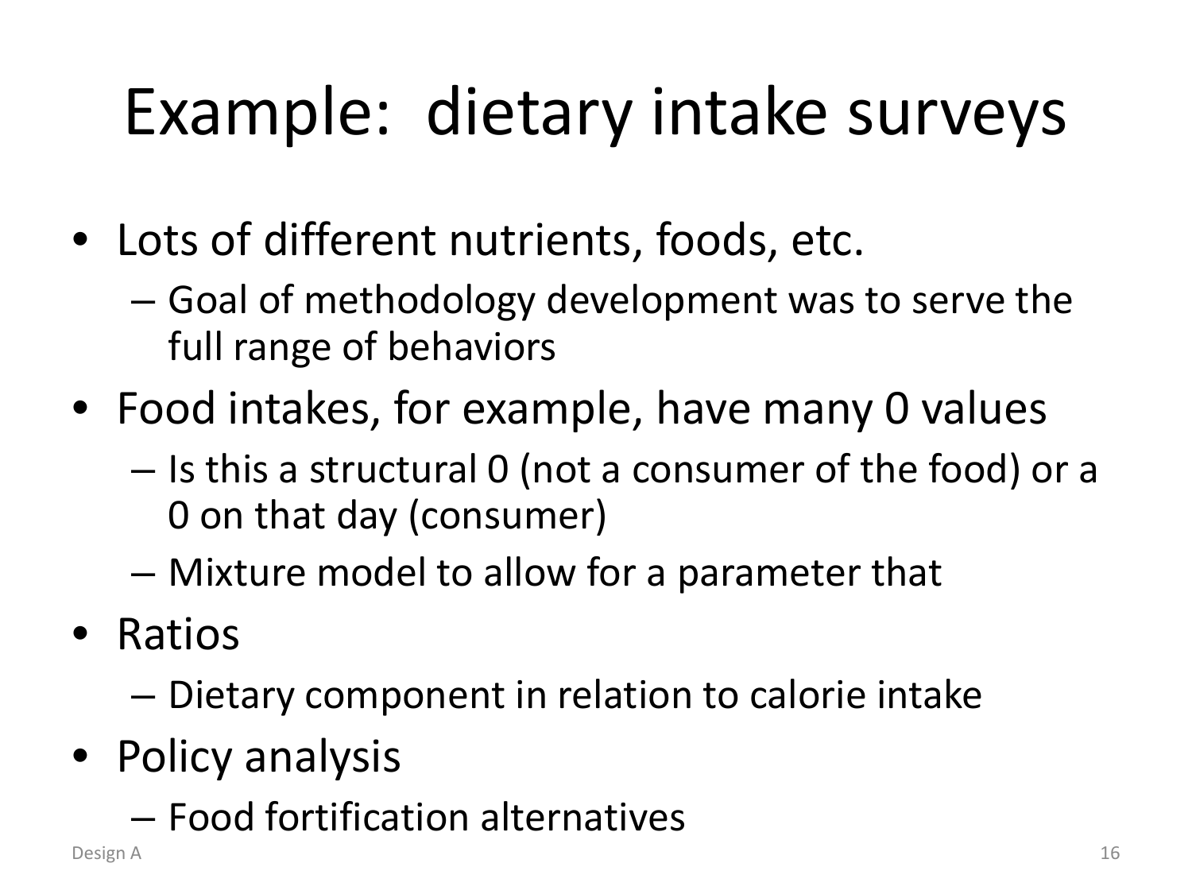# Example: dietary intake surveys

- Lots of different nutrients, foods, etc.
  - Goal of methodology development was to serve the full range of behaviors
- Food intakes, for example, have many 0 values
  - Is this a structural 0 (not a consumer of the food) or a 0 on that day (consumer)
  - Mixture model to allow for a parameter that
- Ratios
  - Dietary component in relation to calorie intake
- Policy analysis
  - Food fortification alternatives